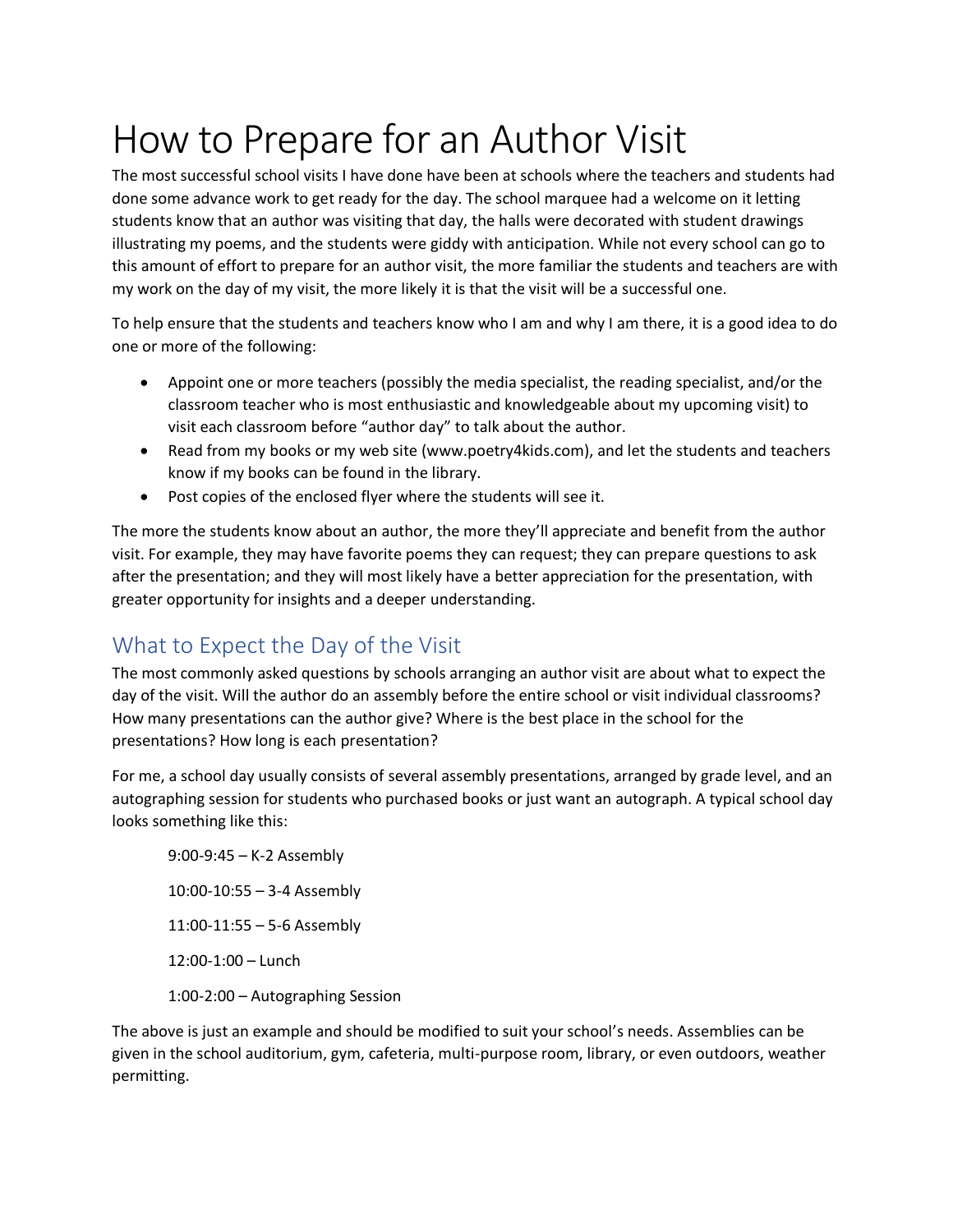# How to Prepare for an Author Visit

The most successful school visits I have done have been at schools where the teachers and students had done some advance work to get ready for the day. The school marquee had a welcome on it letting students know that an author was visiting that day, the halls were decorated with student drawings illustrating my poems, and the students were giddy with anticipation. While not every school can go to this amount of effort to prepare for an author visit, the more familiar the students and teachers are with my work on the day of my visit, the more likely it is that the visit will be a successful one.

To help ensure that the students and teachers know who I am and why I am there, it is a good idea to do one or more of the following:

- Appoint one or more teachers (possibly the media specialist, the reading specialist, and/or the classroom teacher who is most enthusiastic and knowledgeable about my upcoming visit) to visit each classroom before "author day" to talk about the author.
- Read from my books or my web site (www.poetry4kids.com), and let the students and teachers know if my books can be found in the library.
- Post copies of the enclosed flyer where the students will see it.

The more the students know about an author, the more they'll appreciate and benefit from the author visit. For example, they may have favorite poems they can request; they can prepare questions to ask after the presentation; and they will most likely have a better appreciation for the presentation, with greater opportunity for insights and a deeper understanding.

## What to Expect the Day of the Visit

The most commonly asked questions by schools arranging an author visit are about what to expect the day of the visit. Will the author do an assembly before the entire school or visit individual classrooms? How many presentations can the author give? Where is the best place in the school for the presentations? How long is each presentation?

For me, a school day usually consists of several assembly presentations, arranged by grade level, and an autographing session for students who purchased books or just want an autograph. A typical school day looks something like this:

9:00-9:45 – K-2 Assembly

10:00-10:55 – 3-4 Assembly

11:00-11:55 – 5-6 Assembly

12:00-1:00 – Lunch

1:00-2:00 – Autographing Session

The above is just an example and should be modified to suit your school's needs. Assemblies can be given in the school auditorium, gym, cafeteria, multi-purpose room, library, or even outdoors, weather permitting.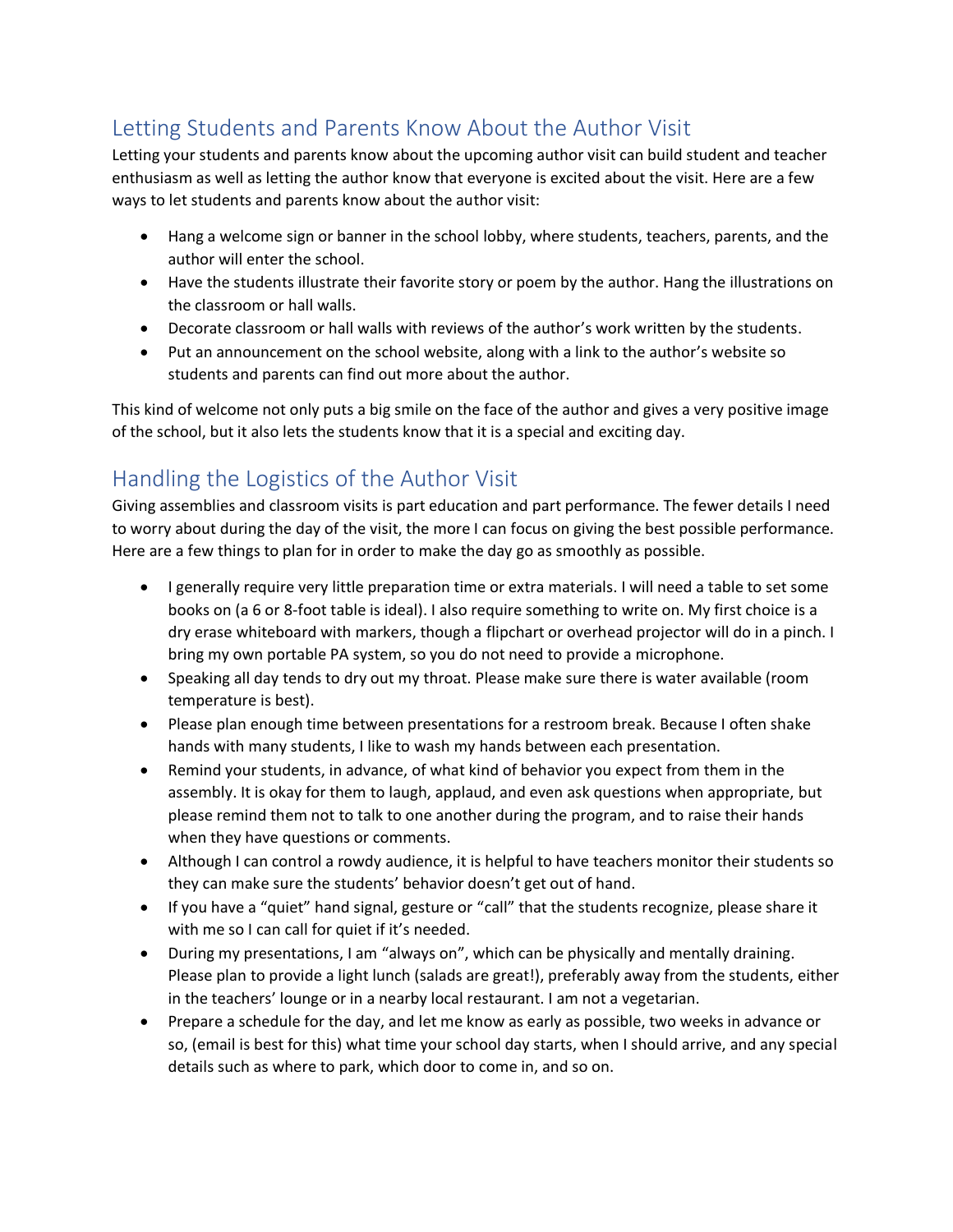## Letting Students and Parents Know About the Author Visit

Letting your students and parents know about the upcoming author visit can build student and teacher enthusiasm as well as letting the author know that everyone is excited about the visit. Here are a few ways to let students and parents know about the author visit:

- Hang a welcome sign or banner in the school lobby, where students, teachers, parents, and the author will enter the school.
- Have the students illustrate their favorite story or poem by the author. Hang the illustrations on the classroom or hall walls.
- Decorate classroom or hall walls with reviews of the author's work written by the students.
- Put an announcement on the school website, along with a link to the author's website so students and parents can find out more about the author.

This kind of welcome not only puts a big smile on the face of the author and gives a very positive image of the school, but it also lets the students know that it is a special and exciting day.

## Handling the Logistics of the Author Visit

Giving assemblies and classroom visits is part education and part performance. The fewer details I need to worry about during the day of the visit, the more I can focus on giving the best possible performance. Here are a few things to plan for in order to make the day go as smoothly as possible.

- I generally require very little preparation time or extra materials. I will need a table to set some books on (a 6 or 8-foot table is ideal). I also require something to write on. My first choice is a dry erase whiteboard with markers, though a flipchart or overhead projector will do in a pinch. I bring my own portable PA system, so you do not need to provide a microphone.
- Speaking all day tends to dry out my throat. Please make sure there is water available (room temperature is best).
- Please plan enough time between presentations for a restroom break. Because I often shake hands with many students, I like to wash my hands between each presentation.
- Remind your students, in advance, of what kind of behavior you expect from them in the assembly. It is okay for them to laugh, applaud, and even ask questions when appropriate, but please remind them not to talk to one another during the program, and to raise their hands when they have questions or comments.
- Although I can control a rowdy audience, it is helpful to have teachers monitor their students so they can make sure the students' behavior doesn't get out of hand.
- If you have a "quiet" hand signal, gesture or "call" that the students recognize, please share it with me so I can call for quiet if it's needed.
- During my presentations, I am "always on", which can be physically and mentally draining. Please plan to provide a light lunch (salads are great!), preferably away from the students, either in the teachers' lounge or in a nearby local restaurant. I am not a vegetarian.
- Prepare a schedule for the day, and let me know as early as possible, two weeks in advance or so, (email is best for this) what time your school day starts, when I should arrive, and any special details such as where to park, which door to come in, and so on.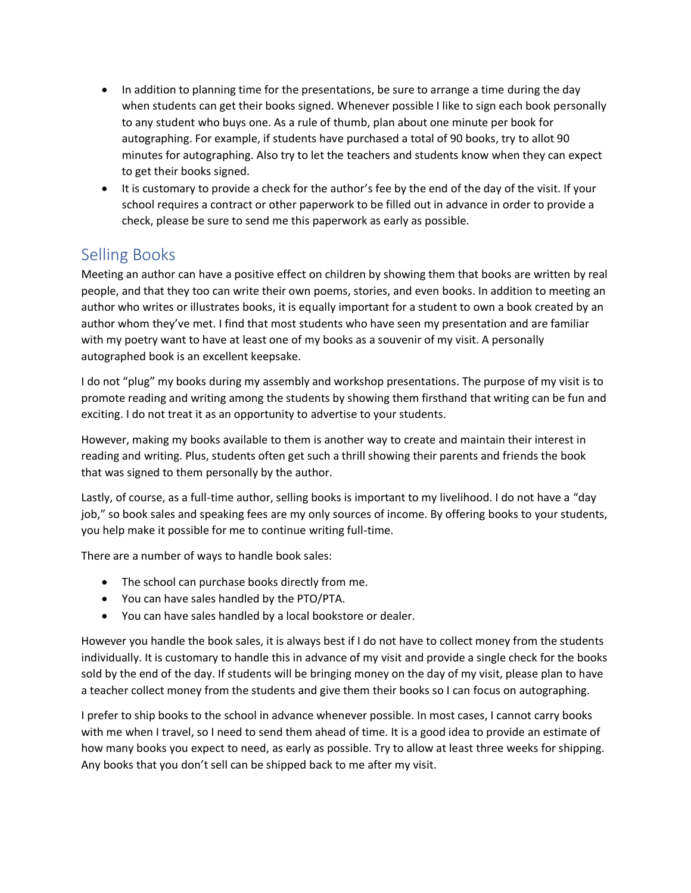- In addition to planning time for the presentations, be sure to arrange a time during the day when students can get their books signed. Whenever possible I like to sign each book personally to any student who buys one. As a rule of thumb, plan about one minute per book for autographing. For example, if students have purchased a total of 90 books, try to allot 90 minutes for autographing. Also try to let the teachers and students know when they can expect to get their books signed.
- It is customary to provide a check for the author's fee by the end of the day of the visit. If your school requires a contract or other paperwork to be filled out in advance in order to provide a check, please be sure to send me this paperwork as early as possible.

## Selling Books

Meeting an author can have a positive effect on children by showing them that books are written by real people, and that they too can write their own poems, stories, and even books. In addition to meeting an author who writes or illustrates books, it is equally important for a student to own a book created by an author whom they've met. I find that most students who have seen my presentation and are familiar with my poetry want to have at least one of my books as a souvenir of my visit. A personally autographed book is an excellent keepsake.

I do not "plug" my books during my assembly and workshop presentations. The purpose of my visit is to promote reading and writing among the students by showing them firsthand that writing can be fun and exciting. I do not treat it as an opportunity to advertise to your students.

However, making my books available to them is another way to create and maintain their interest in reading and writing. Plus, students often get such a thrill showing their parents and friends the book that was signed to them personally by the author.

Lastly, of course, as a full-time author, selling books is important to my livelihood. I do not have a "day job," so book sales and speaking fees are my only sources of income. By offering books to your students, you help make it possible for me to continue writing full-time.

There are a number of ways to handle book sales:

- The school can purchase books directly from me.
- You can have sales handled by the PTO/PTA.
- You can have sales handled by a local bookstore or dealer.

However you handle the book sales, it is always best if I do not have to collect money from the students individually. It is customary to handle this in advance of my visit and provide a single check for the books sold by the end of the day. If students will be bringing money on the day of my visit, please plan to have a teacher collect money from the students and give them their books so I can focus on autographing.

I prefer to ship books to the school in advance whenever possible. In most cases, I cannot carry books with me when I travel, so I need to send them ahead of time. It is a good idea to provide an estimate of how many books you expect to need, as early as possible. Try to allow at least three weeks for shipping. Any books that you don't sell can be shipped back to me after my visit.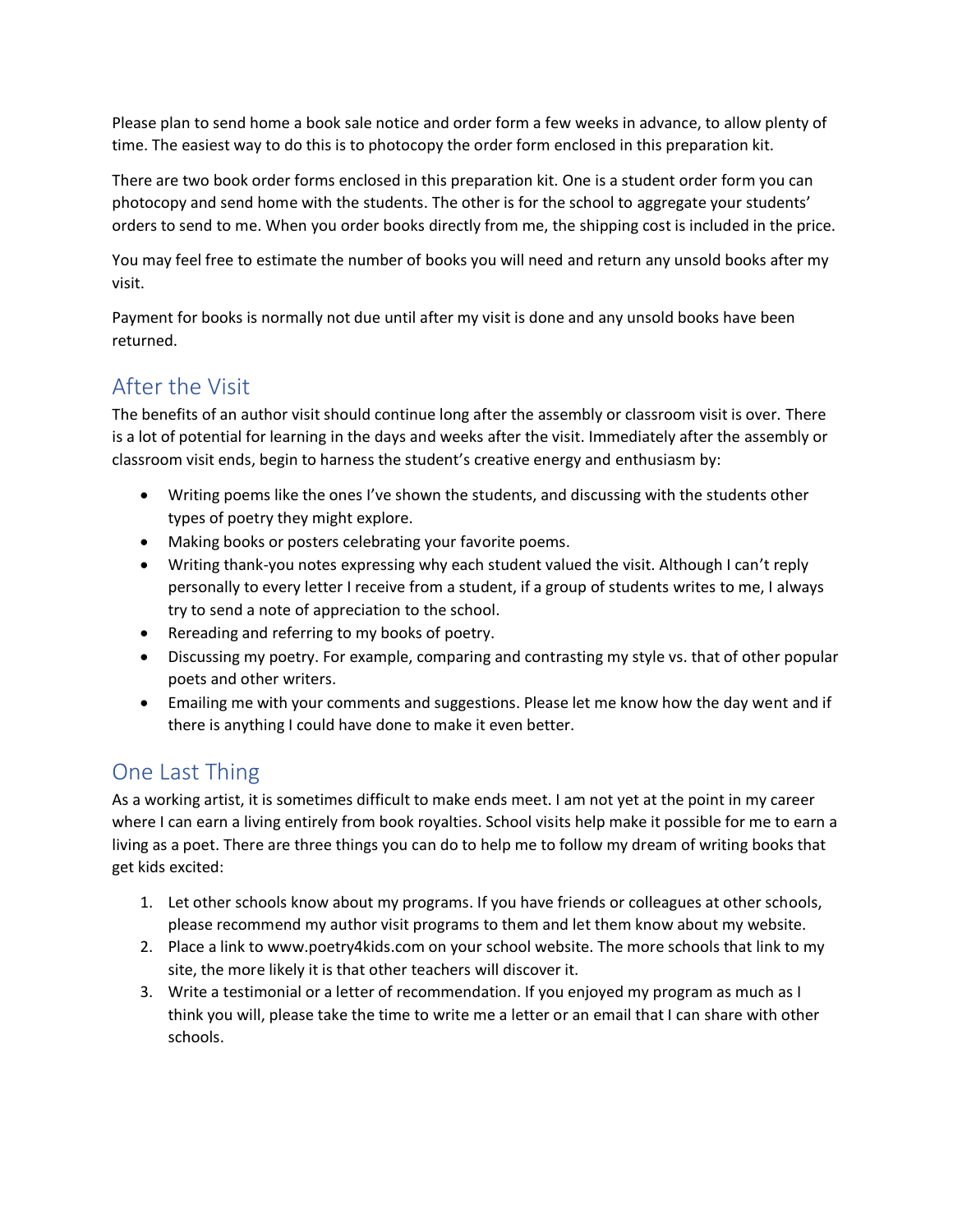Please plan to send home a book sale notice and order form a few weeks in advance, to allow plenty of time. The easiest way to do this is to photocopy the order form enclosed in this preparation kit.

There are two book order forms enclosed in this preparation kit. One is a student order form you can photocopy and send home with the students. The other is for the school to aggregate your students' orders to send to me. When you order books directly from me, the shipping cost is included in the price.

You may feel free to estimate the number of books you will need and return any unsold books after my visit.

Payment for books is normally not due until after my visit is done and any unsold books have been returned.

## After the Visit

The benefits of an author visit should continue long after the assembly or classroom visit is over. There is a lot of potential for learning in the days and weeks after the visit. Immediately after the assembly or classroom visit ends, begin to harness the student's creative energy and enthusiasm by:

- Writing poems like the ones I've shown the students, and discussing with the students other types of poetry they might explore.
- Making books or posters celebrating your favorite poems.
- Writing thank-you notes expressing why each student valued the visit. Although I can't reply personally to every letter I receive from a student, if a group of students writes to me, I always try to send a note of appreciation to the school.
- Rereading and referring to my books of poetry.
- Discussing my poetry. For example, comparing and contrasting my style vs. that of other popular poets and other writers.
- Emailing me with your comments and suggestions. Please let me know how the day went and if there is anything I could have done to make it even better.

## One Last Thing

As a working artist, it is sometimes difficult to make ends meet. I am not yet at the point in my career where I can earn a living entirely from book royalties. School visits help make it possible for me to earn a living as a poet. There are three things you can do to help me to follow my dream of writing books that get kids excited:

1. Let other schools know about my programs. If you have friends or colleagues at other schools, please recommend my author visit programs to them and let them know about my website.
2. Place a link to www.poetry4kids.com on your school website. The more schools that link to my site, the more likely it is that other teachers will discover it.
3. Write a testimonial or a letter of recommendation. If you enjoyed my program as much as I think you will, please take the time to write me a letter or an email that I can share with other schools.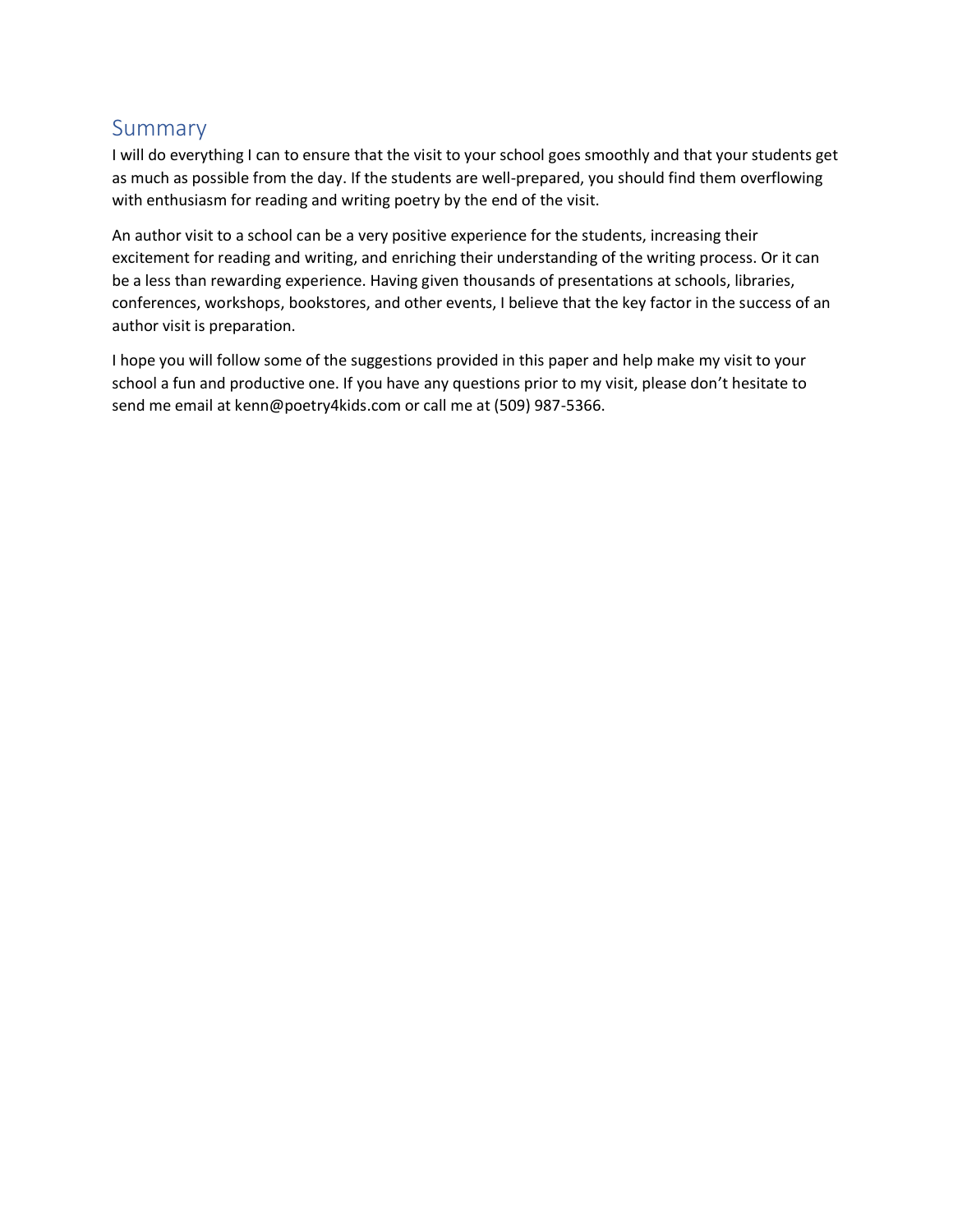## Summary

I will do everything I can to ensure that the visit to your school goes smoothly and that your students get as much as possible from the day. If the students are well-prepared, you should find them overflowing with enthusiasm for reading and writing poetry by the end of the visit.

An author visit to a school can be a very positive experience for the students, increasing their excitement for reading and writing, and enriching their understanding of the writing process. Or it can be a less than rewarding experience. Having given thousands of presentations at schools, libraries, conferences, workshops, bookstores, and other events, I believe that the key factor in the success of an author visit is preparation.

I hope you will follow some of the suggestions provided in this paper and help make my visit to your school a fun and productive one. If you have any questions prior to my visit, please don't hesitate to send me email at kenn@poetry4kids.com or call me at (509) 987-5366.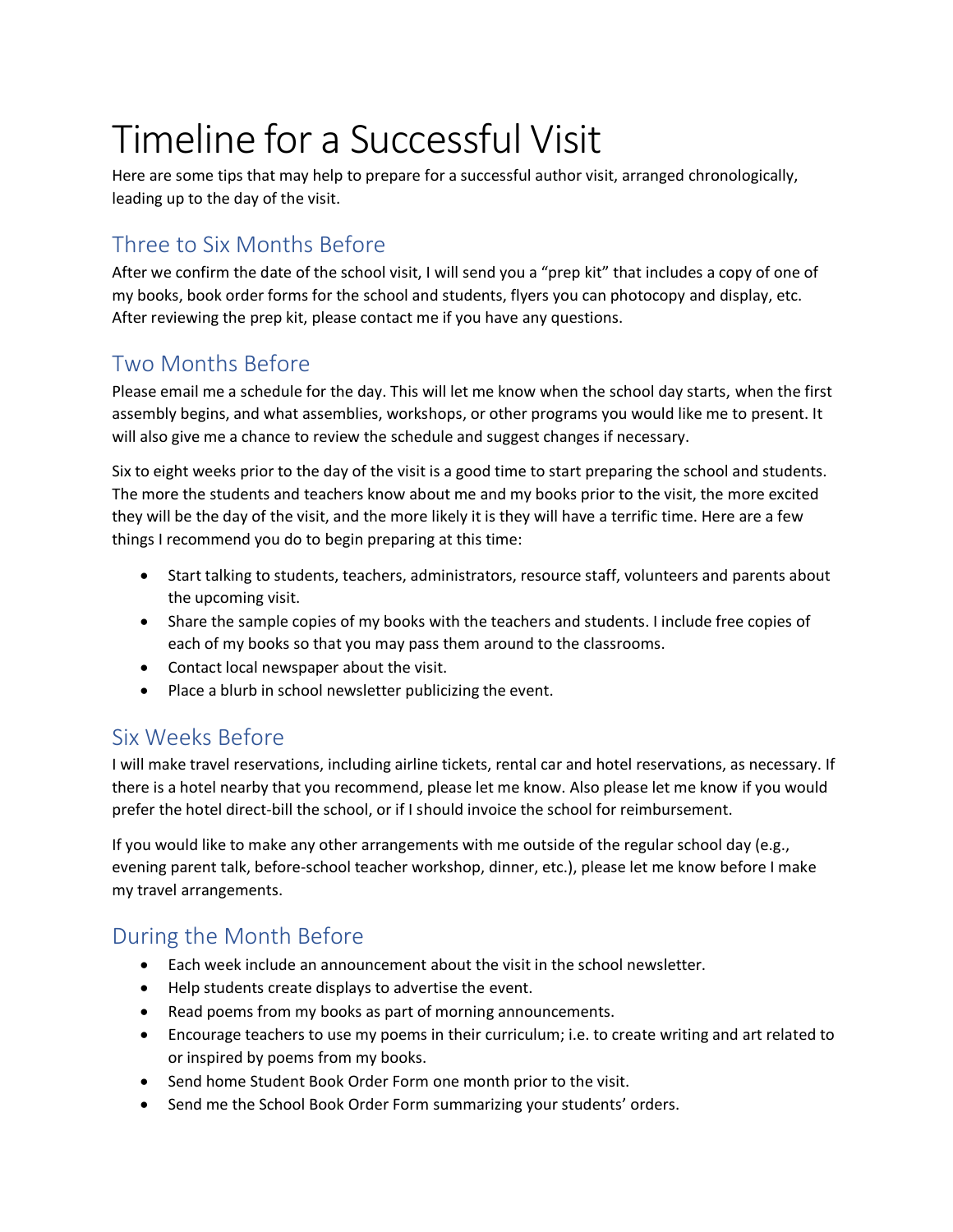# Timeline for a Successful Visit

Here are some tips that may help to prepare for a successful author visit, arranged chronologically, leading up to the day of the visit.

## Three to Six Months Before

After we confirm the date of the school visit, I will send you a "prep kit" that includes a copy of one of my books, book order forms for the school and students, flyers you can photocopy and display, etc. After reviewing the prep kit, please contact me if you have any questions.

## Two Months Before

Please email me a schedule for the day. This will let me know when the school day starts, when the first assembly begins, and what assemblies, workshops, or other programs you would like me to present. It will also give me a chance to review the schedule and suggest changes if necessary.

Six to eight weeks prior to the day of the visit is a good time to start preparing the school and students. The more the students and teachers know about me and my books prior to the visit, the more excited they will be the day of the visit, and the more likely it is they will have a terrific time. Here are a few things I recommend you do to begin preparing at this time:

- Start talking to students, teachers, administrators, resource staff, volunteers and parents about the upcoming visit.
- Share the sample copies of my books with the teachers and students. I include free copies of each of my books so that you may pass them around to the classrooms.
- Contact local newspaper about the visit.
- Place a blurb in school newsletter publicizing the event.

## Six Weeks Before

I will make travel reservations, including airline tickets, rental car and hotel reservations, as necessary. If there is a hotel nearby that you recommend, please let me know. Also please let me know if you would prefer the hotel direct-bill the school, or if I should invoice the school for reimbursement.

If you would like to make any other arrangements with me outside of the regular school day (e.g., evening parent talk, before-school teacher workshop, dinner, etc.), please let me know before I make my travel arrangements.

## During the Month Before

- Each week include an announcement about the visit in the school newsletter.
- Help students create displays to advertise the event.
- Read poems from my books as part of morning announcements.
- Encourage teachers to use my poems in their curriculum; i.e. to create writing and art related to or inspired by poems from my books.
- Send home Student Book Order Form one month prior to the visit.
- Send me the School Book Order Form summarizing your students' orders.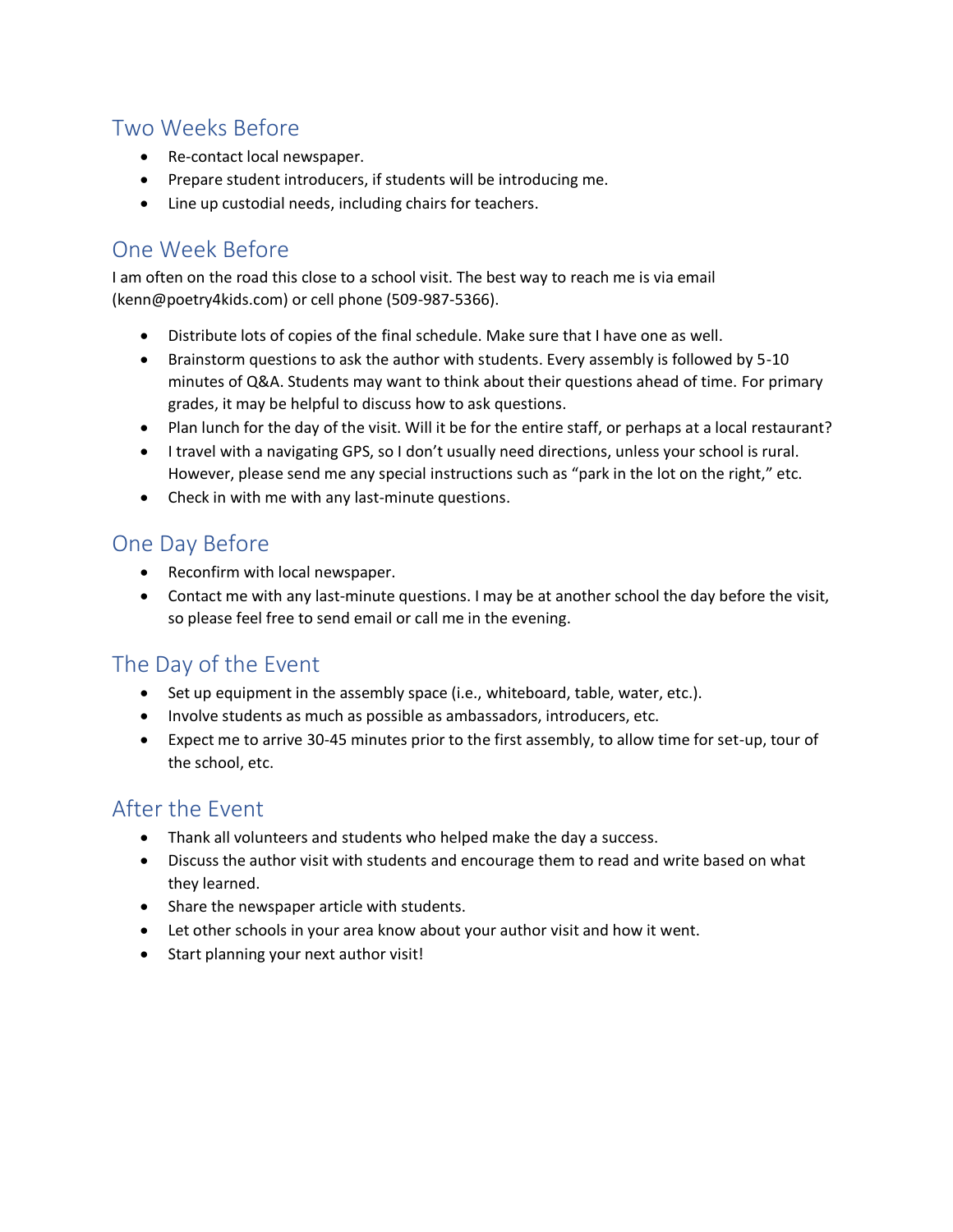## Two Weeks Before

- Re-contact local newspaper.
- Prepare student introducers, if students will be introducing me.
- Line up custodial needs, including chairs for teachers.

## One Week Before

I am often on the road this close to a school visit. The best way to reach me is via email (kenn@poetry4kids.com) or cell phone (509-987-5366).

- Distribute lots of copies of the final schedule. Make sure that I have one as well.
- Brainstorm questions to ask the author with students. Every assembly is followed by 5-10 minutes of Q&A. Students may want to think about their questions ahead of time. For primary grades, it may be helpful to discuss how to ask questions.
- Plan lunch for the day of the visit. Will it be for the entire staff, or perhaps at a local restaurant?
- I travel with a navigating GPS, so I don't usually need directions, unless your school is rural. However, please send me any special instructions such as "park in the lot on the right," etc.
- Check in with me with any last-minute questions.

## One Day Before

- Reconfirm with local newspaper.
- Contact me with any last-minute questions. I may be at another school the day before the visit, so please feel free to send email or call me in the evening.

## The Day of the Event

- Set up equipment in the assembly space (i.e., whiteboard, table, water, etc.).
- Involve students as much as possible as ambassadors, introducers, etc.
- Expect me to arrive 30-45 minutes prior to the first assembly, to allow time for set-up, tour of the school, etc.

## After the Event

- Thank all volunteers and students who helped make the day a success.
- Discuss the author visit with students and encourage them to read and write based on what they learned.
- Share the newspaper article with students.
- Let other schools in your area know about your author visit and how it went.
- Start planning your next author visit!